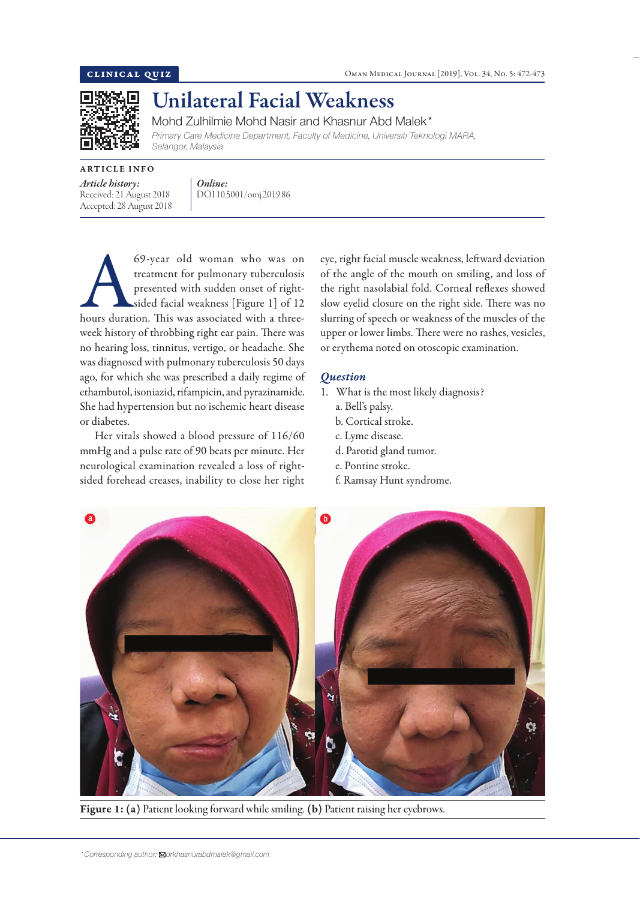CLINICAL QUIZ

# Unilateral Facial Weakness

Mohd Zulhilmie Mohd Nasir and Khasnur Abd Malek*

*Primary Care Medicine Department, Faculty of Medicine, Universiti Teknologi MARA, Selangor, Malaysia*

ARTICLE INFO

*Article history:*
Received: 21 August 2018
Accepted: 28 August 2018

*Online:*
DOI 10.5001/omj.2019.86

A 69-year old woman who was on treatment for pulmonary tuberculosis presented with sudden onset of right-sided facial weakness [Figure 1] of 12 hours duration. This was associated with a three-week history of throbbing right ear pain. There was no hearing loss, tinnitus, vertigo, or headache. She was diagnosed with pulmonary tuberculosis 50 days ago, for which she was prescribed a daily regime of ethambutol, isoniazid, rifampicin, and pyrazinamide. She had hypertension but no ischemic heart disease or diabetes.

Her vitals showed a blood pressure of 116/60 mmHg and a pulse rate of 90 beats per minute. Her neurological examination revealed a loss of right-sided forehead creases, inability to close her right eye, right facial muscle weakness, leftward deviation of the angle of the mouth on smiling, and loss of the right nasolabial fold. Corneal reflexes showed slow eyelid closure on the right side. There was no slurring of speech or weakness of the muscles of the upper or lower limbs. There were no rashes, vesicles, or erythema noted on otoscopic examination.

## *Question*

1. What is the most likely diagnosis?
   a. Bell's palsy.
   b. Cortical stroke.
   c. Lyme disease.
   d. Parotid gland tumor.
   e. Pontine stroke.
   f. Ramsay Hunt syndrome.

**Figure 1: (a)** Patient looking forward while smiling. **(b)** Patient raising her eyebrows.

*Corresponding author: drkhasnurabdmalek@gmail.com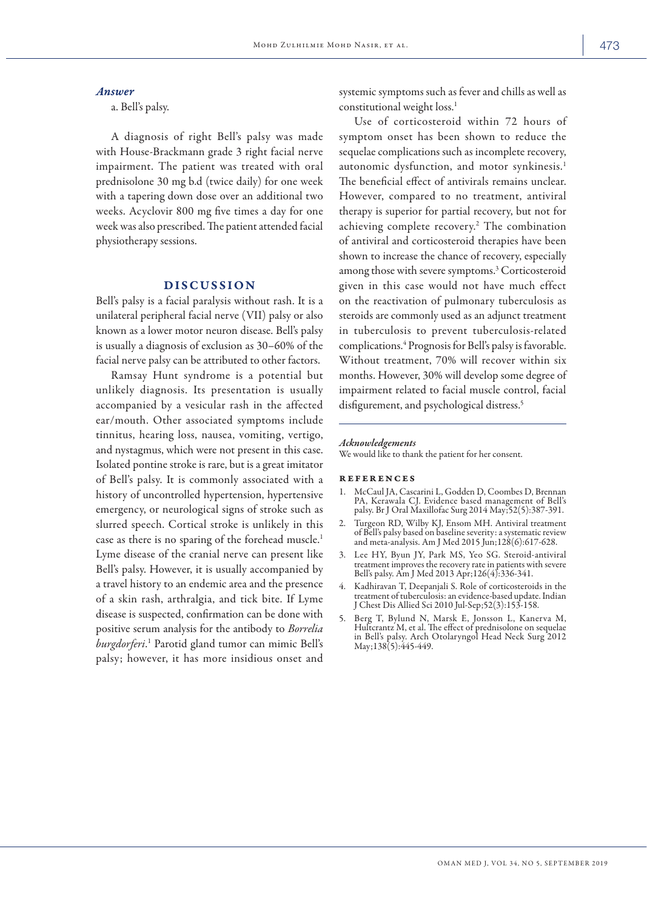### *Answer*

a. Bell's palsy.

A diagnosis of right Bell's palsy was made with House-Brackmann grade 3 right facial nerve impairment. The patient was treated with oral prednisolone 30 mg b.d (twice daily) for one week with a tapering down dose over an additional two weeks. Acyclovir 800 mg five times a day for one week was also prescribed. The patient attended facial physiotherapy sessions.

## DISCUSSION

Bell's palsy is a facial paralysis without rash. It is a unilateral peripheral facial nerve (VII) palsy or also known as a lower motor neuron disease. Bell's palsy is usually a diagnosis of exclusion as 30–60% of the facial nerve palsy can be attributed to other factors.

Ramsay Hunt syndrome is a potential but unlikely diagnosis. Its presentation is usually accompanied by a vesicular rash in the affected ear/mouth. Other associated symptoms include tinnitus, hearing loss, nausea, vomiting, vertigo, and nystagmus, which were not present in this case. Isolated pontine stroke is rare, but is a great imitator of Bell's palsy. It is commonly associated with a history of uncontrolled hypertension, hypertensive emergency, or neurological signs of stroke such as slurred speech. Cortical stroke is unlikely in this case as there is no sparing of the forehead muscle.[1] Lyme disease of the cranial nerve can present like Bell's palsy. However, it is usually accompanied by a travel history to an endemic area and the presence of a skin rash, arthralgia, and tick bite. If Lyme disease is suspected, confirmation can be done with positive serum analysis for the antibody to *Borrelia burgdorferi*.[1] Parotid gland tumor can mimic Bell's palsy; however, it has more insidious onset and systemic symptoms such as fever and chills as well as constitutional weight loss.[1]

Use of corticosteroid within 72 hours of symptom onset has been shown to reduce the sequelae complications such as incomplete recovery, autonomic dysfunction, and motor synkinesis.[1] The beneficial effect of antivirals remains unclear. However, compared to no treatment, antiviral therapy is superior for partial recovery, but not for achieving complete recovery.[2] The combination of antiviral and corticosteroid therapies have been shown to increase the chance of recovery, especially among those with severe symptoms.[3] Corticosteroid given in this case would not have much effect on the reactivation of pulmonary tuberculosis as steroids are commonly used as an adjunct treatment in tuberculosis to prevent tuberculosis-related complications.[4] Prognosis for Bell's palsy is favorable. Without treatment, 70% will recover within six months. However, 30% will develop some degree of impairment related to facial muscle control, facial disfigurement, and psychological distress.[5]

### *Acknowledgements*

We would like to thank the patient for her consent.

### REFERENCES

1. McCaul JA, Cascarini L, Godden D, Coombes D, Brennan PA, Kerawala CJ. Evidence based management of Bell's palsy. Br J Oral Maxillofac Surg 2014 May;52(5):387-391.
2. Turgeon RD, Wilby KJ, Ensom MH. Antiviral treatment of Bell's palsy based on baseline severity: a systematic review and meta-analysis. Am J Med 2015 Jun;128(6):617-628.
3. Lee HY, Byun JY, Park MS, Yeo SG. Steroid-antiviral treatment improves the recovery rate in patients with severe Bell's palsy. Am J Med 2013 Apr;126(4):336-341.
4. Kadhiravan T, Deepanjali S. Role of corticosteroids in the treatment of tuberculosis: an evidence-based update. Indian J Chest Dis Allied Sci 2010 Jul-Sep;52(3):153-158.
5. Berg T, Bylund N, Marsk E, Jonsson L, Kanerva M, Hultcrantz M, et al. The effect of prednisolone on sequelae in Bell's palsy. Arch Otolaryngol Head Neck Surg 2012 May;138(5):445-449.